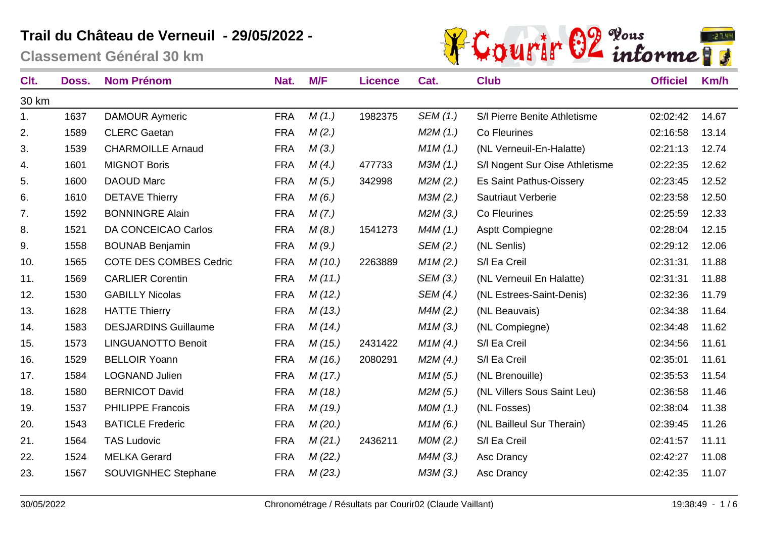# Trail du Château de Verneuil - 29/05/2022 -

## Classement Général 30 km

| Clt. | Doss. | Nom Prénom | Nat. | M/F | Licence | Cat. | Club | Officiel | Km/h |
|---|---|---|---|---|---|---|---|---|---|
| 30 km | | | | | | | | | |
| 1. | 1637 | DAMOUR Aymeric | FRA | *M (1.)* | 1982375 | *SEM (1.)* | S/l Pierre Benite Athletisme | 02:02:42 | 14.67 |
| 2. | 1589 | CLERC Gaetan | FRA | *M (2.)* | | *M2M (1.)* | Co Fleurines | 02:16:58 | 13.14 |
| 3. | 1539 | CHARMOILLE Arnaud | FRA | *M (3.)* | | *M1M (1.)* | (NL Verneuil-En-Halatte) | 02:21:13 | 12.74 |
| 4. | 1601 | MIGNOT Boris | FRA | *M (4.)* | 477733 | *M3M (1.)* | S/l Nogent Sur Oise Athletisme | 02:22:35 | 12.62 |
| 5. | 1600 | DAOUD Marc | FRA | *M (5.)* | 342998 | *M2M (2.)* | Es Saint Pathus-Oissery | 02:23:45 | 12.52 |
| 6. | 1610 | DETAVE Thierry | FRA | *M (6.)* | | *M3M (2.)* | Sautriaut Verberie | 02:23:58 | 12.50 |
| 7. | 1592 | BONNINGRE Alain | FRA | *M (7.)* | | *M2M (3.)* | Co Fleurines | 02:25:59 | 12.33 |
| 8. | 1521 | DA CONCEICAO Carlos | FRA | *M (8.)* | 1541273 | *M4M (1.)* | Asptt Compiegne | 02:28:04 | 12.15 |
| 9. | 1558 | BOUNAB Benjamin | FRA | *M (9.)* | | *SEM (2.)* | (NL Senlis) | 02:29:12 | 12.06 |
| 10. | 1565 | COTE DES COMBES Cedric | FRA | *M (10.)* | 2263889 | *M1M (2.)* | S/l Ea Creil | 02:31:31 | 11.88 |
| 11. | 1569 | CARLIER Corentin | FRA | *M (11.)* | | *SEM (3.)* | (NL Verneuil En Halatte) | 02:31:31 | 11.88 |
| 12. | 1530 | GABILLY Nicolas | FRA | *M (12.)* | | *SEM (4.)* | (NL Estrees-Saint-Denis) | 02:32:36 | 11.79 |
| 13. | 1628 | HATTE Thierry | FRA | *M (13.)* | | *M4M (2.)* | (NL Beauvais) | 02:34:38 | 11.64 |
| 14. | 1583 | DESJARDINS Guillaume | FRA | *M (14.)* | | *M1M (3.)* | (NL Compiegne) | 02:34:48 | 11.62 |
| 15. | 1573 | LINGUANOTTO Benoit | FRA | *M (15.)* | 2431422 | *M1M (4.)* | S/l Ea Creil | 02:34:56 | 11.61 |
| 16. | 1529 | BELLOIR Yoann | FRA | *M (16.)* | 2080291 | *M2M (4.)* | S/l Ea Creil | 02:35:01 | 11.61 |
| 17. | 1584 | LOGNAND Julien | FRA | *M (17.)* | | *M1M (5.)* | (NL Brenouille) | 02:35:53 | 11.54 |
| 18. | 1580 | BERNICOT David | FRA | *M (18.)* | | *M2M (5.)* | (NL Villers Sous Saint Leu) | 02:36:58 | 11.46 |
| 19. | 1537 | PHILIPPE Francois | FRA | *M (19.)* | | *M0M (1.)* | (NL Fosses) | 02:38:04 | 11.38 |
| 20. | 1543 | BATICLE Frederic | FRA | *M (20.)* | | *M1M (6.)* | (NL Bailleul Sur Therain) | 02:39:45 | 11.26 |
| 21. | 1564 | TAS Ludovic | FRA | *M (21.)* | 2436211 | *M0M (2.)* | S/l Ea Creil | 02:41:57 | 11.11 |
| 22. | 1524 | MELKA Gerard | FRA | *M (22.)* | | *M4M (3.)* | Asc Drancy | 02:42:27 | 11.08 |
| 23. | 1567 | SOUVIGNHEC Stephane | FRA | *M (23.)* | | *M3M (3.)* | Asc Drancy | 02:42:35 | 11.07 |

30/05/2022 Chronométrage / Résultats par Courir02 (Claude Vaillant) 19:38:49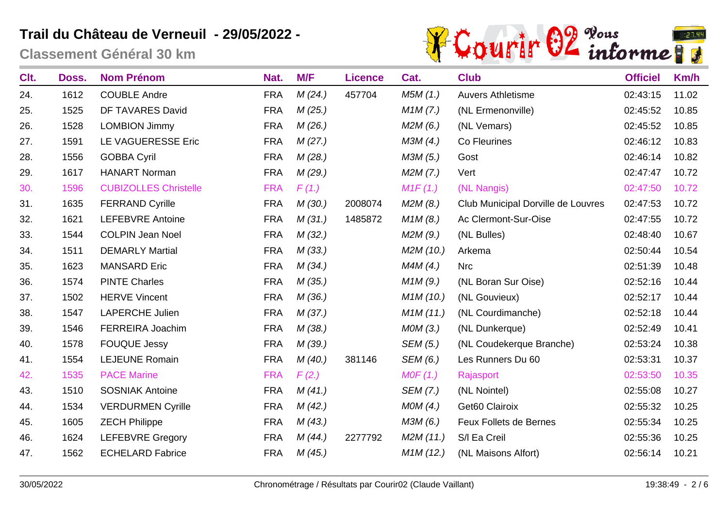# Trail du Château de Verneuil - 29/05/2022 -

## Classement Général 30 km

| Clt. | Doss. | Nom Prénom | Nat. | M/F | Licence | Cat. | Club | Officiel | Km/h |
|---|---|---|---|---|---|---|---|---|---|
| 24. | 1612 | COUBLE Andre | FRA | *M (24.)* | 457704 | *M5M (1.)* | Auvers Athletisme | 02:43:15 | 11.02 |
| 25. | 1525 | DF TAVARES David | FRA | *M (25.)* | | *M1M (7.)* | (NL Ermenonville) | 02:45:52 | 10.85 |
| 26. | 1528 | LOMBION Jimmy | FRA | *M (26.)* | | *M2M (6.)* | (NL Vemars) | 02:45:52 | 10.85 |
| 27. | 1591 | LE VAGUERESSE Eric | FRA | *M (27.)* | | *M3M (4.)* | Co Fleurines | 02:46:12 | 10.83 |
| 28. | 1556 | GOBBA Cyril | FRA | *M (28.)* | | *M3M (5.)* | Gost | 02:46:14 | 10.82 |
| 29. | 1617 | HANART Norman | FRA | *M (29.)* | | *M2M (7.)* | Vert | 02:47:47 | 10.72 |
| 30. | 1596 | CUBIZOLLES Christelle | FRA | *F (1.)* | | *M1F (1.)* | (NL Nangis) | 02:47:50 | 10.72 |
| 31. | 1635 | FERRAND Cyrille | FRA | *M (30.)* | 2008074 | *M2M (8.)* | Club Municipal Dorville de Louvres | 02:47:53 | 10.72 |
| 32. | 1621 | LEFEBVRE Antoine | FRA | *M (31.)* | 1485872 | *M1M (8.)* | Ac Clermont-Sur-Oise | 02:47:55 | 10.72 |
| 33. | 1544 | COLPIN Jean Noel | FRA | *M (32.)* | | *M2M (9.)* | (NL Bulles) | 02:48:40 | 10.67 |
| 34. | 1511 | DEMARLY Martial | FRA | *M (33.)* | | *M2M (10.)* | Arkema | 02:50:44 | 10.54 |
| 35. | 1623 | MANSARD Eric | FRA | *M (34.)* | | *M4M (4.)* | Nrc | 02:51:39 | 10.48 |
| 36. | 1574 | PINTE Charles | FRA | *M (35.)* | | *M1M (9.)* | (NL Boran Sur Oise) | 02:52:16 | 10.44 |
| 37. | 1502 | HERVE Vincent | FRA | *M (36.)* | | *M1M (10.)* | (NL Gouvieux) | 02:52:17 | 10.44 |
| 38. | 1547 | LAPERCHE Julien | FRA | *M (37.)* | | *M1M (11.)* | (NL Courdimanche) | 02:52:18 | 10.44 |
| 39. | 1546 | FERREIRA Joachim | FRA | *M (38.)* | | *M0M (3.)* | (NL Dunkerque) | 02:52:49 | 10.41 |
| 40. | 1578 | FOUQUE Jessy | FRA | *M (39.)* | | *SEM (5.)* | (NL Coudekerque Branche) | 02:53:24 | 10.38 |
| 41. | 1554 | LEJEUNE Romain | FRA | *M (40.)* | 381146 | *SEM (6.)* | Les Runners Du 60 | 02:53:31 | 10.37 |
| 42. | 1535 | PACE Marine | FRA | *F (2.)* | | *M0F (1.)* | Rajasport | 02:53:50 | 10.35 |
| 43. | 1510 | SOSNIAK Antoine | FRA | *M (41.)* | | *SEM (7.)* | (NL Nointel) | 02:55:08 | 10.27 |
| 44. | 1534 | VERDURMEN Cyrille | FRA | *M (42.)* | | *M0M (4.)* | Get60 Clairoix | 02:55:32 | 10.25 |
| 45. | 1605 | ZECH Philippe | FRA | *M (43.)* | | *M3M (6.)* | Feux Follets de Bernes | 02:55:34 | 10.25 |
| 46. | 1624 | LEFEBVRE Gregory | FRA | *M (44.)* | 2277792 | *M2M (11.)* | S/l Ea Creil | 02:55:36 | 10.25 |
| 47. | 1562 | ECHELARD Fabrice | FRA | *M (45.)* | | *M1M (12.)* | (NL Maisons Alfort) | 02:56:14 | 10.21 |

30/05/2022 — Chronométrage / Résultats par Courir02 (Claude Vaillant) — 19:38:49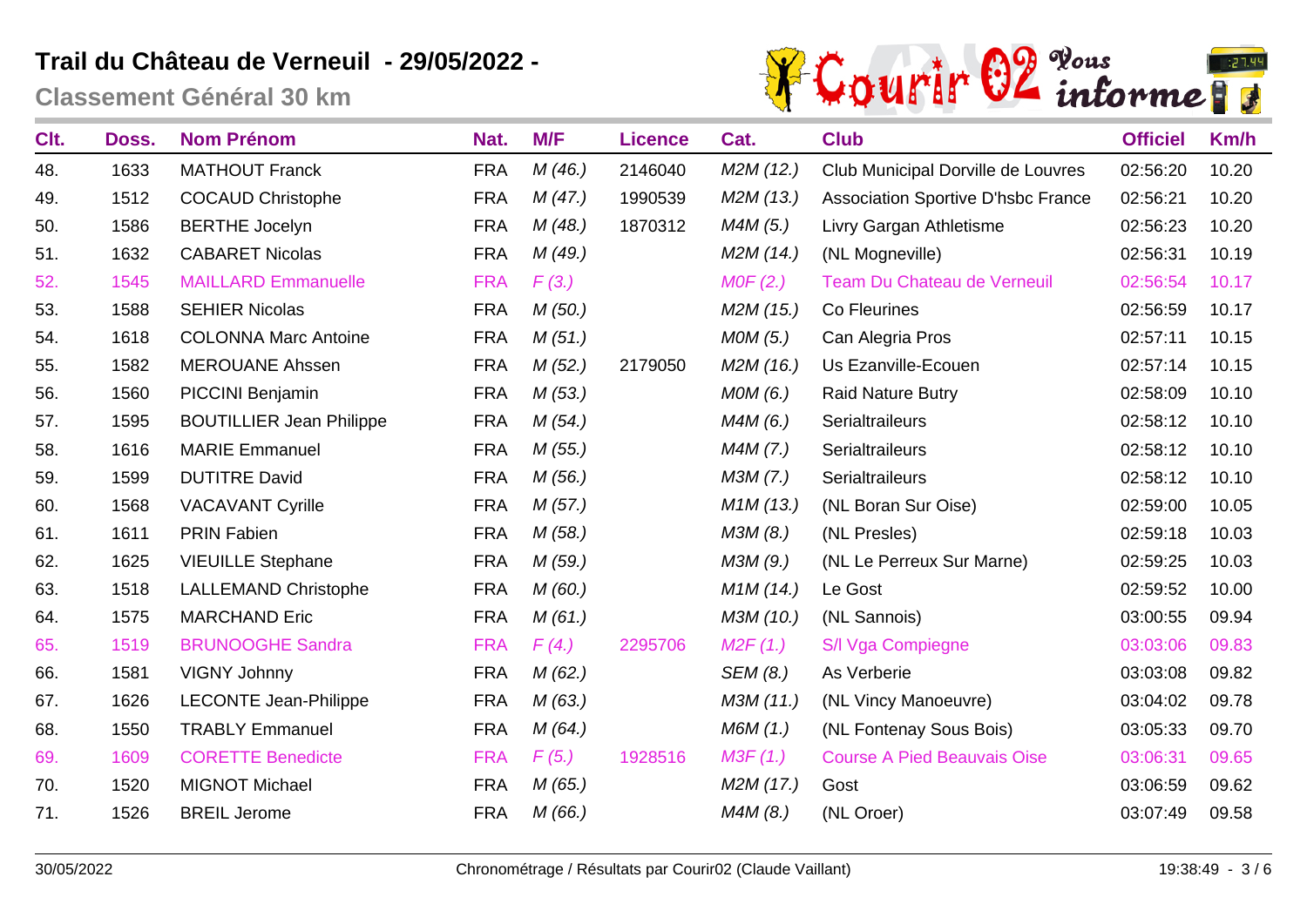# Trail du Château de Verneuil - 29/05/2022 -

## Classement Général 30 km

| Clt. | Doss. | Nom Prénom | Nat. | M/F | Licence | Cat. | Club | Officiel | Km/h |
|---|---|---|---|---|---|---|---|---|---|
| 48. | 1633 | MATHOUT Franck | FRA | *M (46.)* | 2146040 | *M2M (12.)* | Club Municipal Dorville de Louvres | 02:56:20 | 10.20 |
| 49. | 1512 | COCAUD Christophe | FRA | *M (47.)* | 1990539 | *M2M (13.)* | Association Sportive D'hsbc France | 02:56:21 | 10.20 |
| 50. | 1586 | BERTHE Jocelyn | FRA | *M (48.)* | 1870312 | *M4M (5.)* | Livry Gargan Athletisme | 02:56:23 | 10.20 |
| 51. | 1632 | CABARET Nicolas | FRA | *M (49.)* | | *M2M (14.)* | (NL Mogneville) | 02:56:31 | 10.19 |
| 52. | 1545 | MAILLARD Emmanuelle | FRA | *F (3.)* | | *M0F (2.)* | Team Du Chateau de Verneuil | 02:56:54 | 10.17 |
| 53. | 1588 | SEHIER Nicolas | FRA | *M (50.)* | | *M2M (15.)* | Co Fleurines | 02:56:59 | 10.17 |
| 54. | 1618 | COLONNA Marc Antoine | FRA | *M (51.)* | | *M0M (5.)* | Can Alegria Pros | 02:57:11 | 10.15 |
| 55. | 1582 | MEROUANE Ahssen | FRA | *M (52.)* | 2179050 | *M2M (16.)* | Us Ezanville-Ecouen | 02:57:14 | 10.15 |
| 56. | 1560 | PICCINI Benjamin | FRA | *M (53.)* | | *M0M (6.)* | Raid Nature Butry | 02:58:09 | 10.10 |
| 57. | 1595 | BOUTILLIER Jean Philippe | FRA | *M (54.)* | | *M4M (6.)* | Serialtraileurs | 02:58:12 | 10.10 |
| 58. | 1616 | MARIE Emmanuel | FRA | *M (55.)* | | *M4M (7.)* | Serialtraileurs | 02:58:12 | 10.10 |
| 59. | 1599 | DUTITRE David | FRA | *M (56.)* | | *M3M (7.)* | Serialtraileurs | 02:58:12 | 10.10 |
| 60. | 1568 | VACAVANT Cyrille | FRA | *M (57.)* | | *M1M (13.)* | (NL Boran Sur Oise) | 02:59:00 | 10.05 |
| 61. | 1611 | PRIN Fabien | FRA | *M (58.)* | | *M3M (8.)* | (NL Presles) | 02:59:18 | 10.03 |
| 62. | 1625 | VIEUILLE Stephane | FRA | *M (59.)* | | *M3M (9.)* | (NL Le Perreux Sur Marne) | 02:59:25 | 10.03 |
| 63. | 1518 | LALLEMAND Christophe | FRA | *M (60.)* | | *M1M (14.)* | Le Gost | 02:59:52 | 10.00 |
| 64. | 1575 | MARCHAND Eric | FRA | *M (61.)* | | *M3M (10.)* | (NL Sannois) | 03:00:55 | 09.94 |
| 65. | 1519 | BRUNOOGHE Sandra | FRA | *F (4.)* | 2295706 | *M2F (1.)* | S/l Vga Compiegne | 03:03:06 | 09.83 |
| 66. | 1581 | VIGNY Johnny | FRA | *M (62.)* | | *SEM (8.)* | As Verberie | 03:03:08 | 09.82 |
| 67. | 1626 | LECONTE Jean-Philippe | FRA | *M (63.)* | | *M3M (11.)* | (NL Vincy Manoeuvre) | 03:04:02 | 09.78 |
| 68. | 1550 | TRABLY Emmanuel | FRA | *M (64.)* | | *M6M (1.)* | (NL Fontenay Sous Bois) | 03:05:33 | 09.70 |
| 69. | 1609 | CORETTE Benedicte | FRA | *F (5.)* | 1928516 | *M3F (1.)* | Course A Pied Beauvais Oise | 03:06:31 | 09.65 |
| 70. | 1520 | MIGNOT Michael | FRA | *M (65.)* | | *M2M (17.)* | Gost | 03:06:59 | 09.62 |
| 71. | 1526 | BREIL Jerome | FRA | *M (66.)* | | *M4M (8.)* | (NL Oroer) | 03:07:49 | 09.58 |

30/05/2022 — Chronométrage / Résultats par Courir02 (Claude Vaillant) — 19:38:49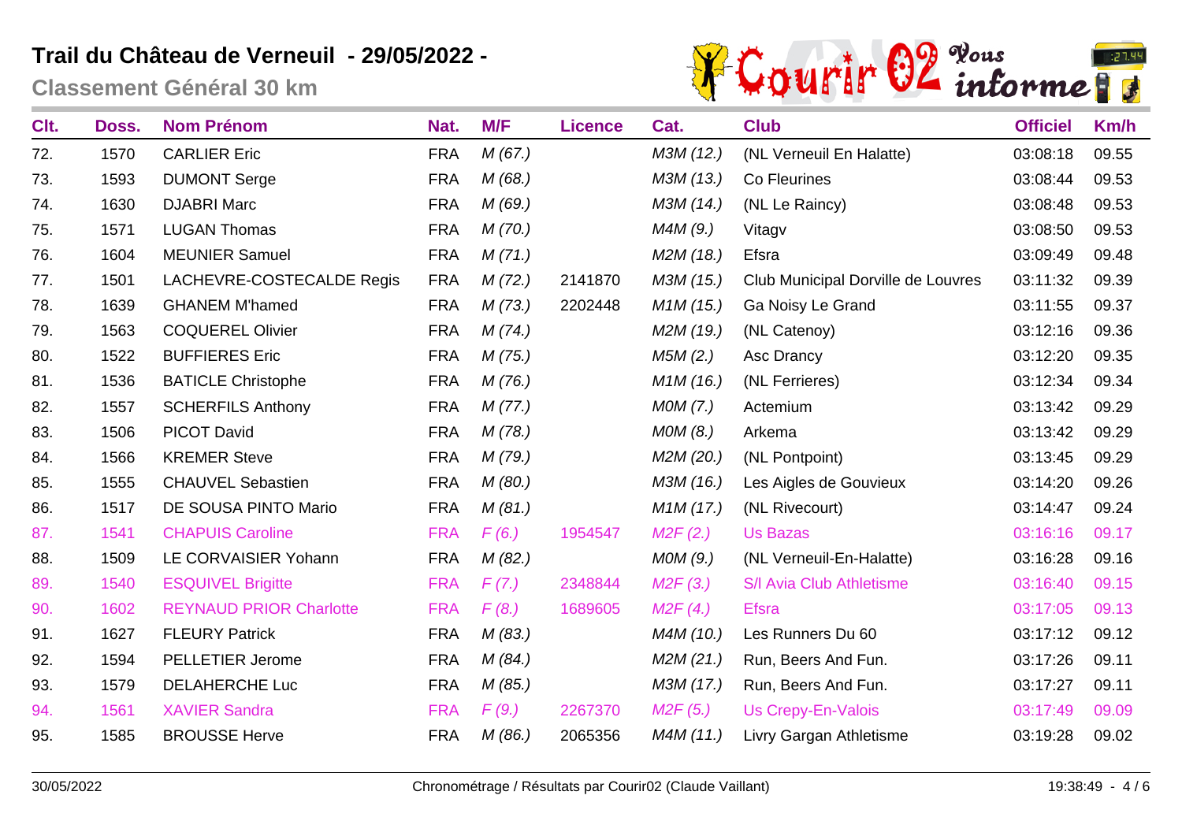# Trail du Château de Verneuil - 29/05/2022 -

## Classement Général 30 km

| Clt. | Doss. | Nom Prénom | Nat. | M/F | Licence | Cat. | Club | Officiel | Km/h |
|---|---|---|---|---|---|---|---|---|---|
| 72. | 1570 | CARLIER Eric | FRA | *M (67.)* | | *M3M (12.)* | (NL Verneuil En Halatte) | 03:08:18 | 09.55 |
| 73. | 1593 | DUMONT Serge | FRA | *M (68.)* | | *M3M (13.)* | Co Fleurines | 03:08:44 | 09.53 |
| 74. | 1630 | DJABRI Marc | FRA | *M (69.)* | | *M3M (14.)* | (NL Le Raincy) | 03:08:48 | 09.53 |
| 75. | 1571 | LUGAN Thomas | FRA | *M (70.)* | | *M4M (9.)* | Vitagv | 03:08:50 | 09.53 |
| 76. | 1604 | MEUNIER Samuel | FRA | *M (71.)* | | *M2M (18.)* | Efsra | 03:09:49 | 09.48 |
| 77. | 1501 | LACHEVRE-COSTECALDE Regis | FRA | *M (72.)* | 2141870 | *M3M (15.)* | Club Municipal Dorville de Louvres | 03:11:32 | 09.39 |
| 78. | 1639 | GHANEM M'hamed | FRA | *M (73.)* | 2202448 | *M1M (15.)* | Ga Noisy Le Grand | 03:11:55 | 09.37 |
| 79. | 1563 | COQUEREL Olivier | FRA | *M (74.)* | | *M2M (19.)* | (NL Catenoy) | 03:12:16 | 09.36 |
| 80. | 1522 | BUFFIERES Eric | FRA | *M (75.)* | | *M5M (2.)* | Asc Drancy | 03:12:20 | 09.35 |
| 81. | 1536 | BATICLE Christophe | FRA | *M (76.)* | | *M1M (16.)* | (NL Ferrieres) | 03:12:34 | 09.34 |
| 82. | 1557 | SCHERFILS Anthony | FRA | *M (77.)* | | *M0M (7.)* | Actemium | 03:13:42 | 09.29 |
| 83. | 1506 | PICOT David | FRA | *M (78.)* | | *M0M (8.)* | Arkema | 03:13:42 | 09.29 |
| 84. | 1566 | KREMER Steve | FRA | *M (79.)* | | *M2M (20.)* | (NL Pontpoint) | 03:13:45 | 09.29 |
| 85. | 1555 | CHAUVEL Sebastien | FRA | *M (80.)* | | *M3M (16.)* | Les Aigles de Gouvieux | 03:14:20 | 09.26 |
| 86. | 1517 | DE SOUSA PINTO Mario | FRA | *M (81.)* | | *M1M (17.)* | (NL Rivecourt) | 03:14:47 | 09.24 |
| 87. | 1541 | CHAPUIS Caroline | FRA | *F (6.)* | 1954547 | *M2F (2.)* | Us Bazas | 03:16:16 | 09.17 |
| 88. | 1509 | LE CORVAISIER Yohann | FRA | *M (82.)* | | *M0M (9.)* | (NL Verneuil-En-Halatte) | 03:16:28 | 09.16 |
| 89. | 1540 | ESQUIVEL Brigitte | FRA | *F (7.)* | 2348844 | *M2F (3.)* | S/l Avia Club Athletisme | 03:16:40 | 09.15 |
| 90. | 1602 | REYNAUD PRIOR Charlotte | FRA | *F (8.)* | 1689605 | *M2F (4.)* | Efsra | 03:17:05 | 09.13 |
| 91. | 1627 | FLEURY Patrick | FRA | *M (83.)* | | *M4M (10.)* | Les Runners Du 60 | 03:17:12 | 09.12 |
| 92. | 1594 | PELLETIER Jerome | FRA | *M (84.)* | | *M2M (21.)* | Run, Beers And Fun. | 03:17:26 | 09.11 |
| 93. | 1579 | DELAHERCHE Luc | FRA | *M (85.)* | | *M3M (17.)* | Run, Beers And Fun. | 03:17:27 | 09.11 |
| 94. | 1561 | XAVIER Sandra | FRA | *F (9.)* | 2267370 | *M2F (5.)* | Us Crepy-En-Valois | 03:17:49 | 09.09 |
| 95. | 1585 | BROUSSE Herve | FRA | *M (86.)* | 2065356 | *M4M (11.)* | Livry Gargan Athletisme | 03:19:28 | 09.02 |

30/05/2022 — Chronométrage / Résultats par Courir02 (Claude Vaillant) — 19:38:49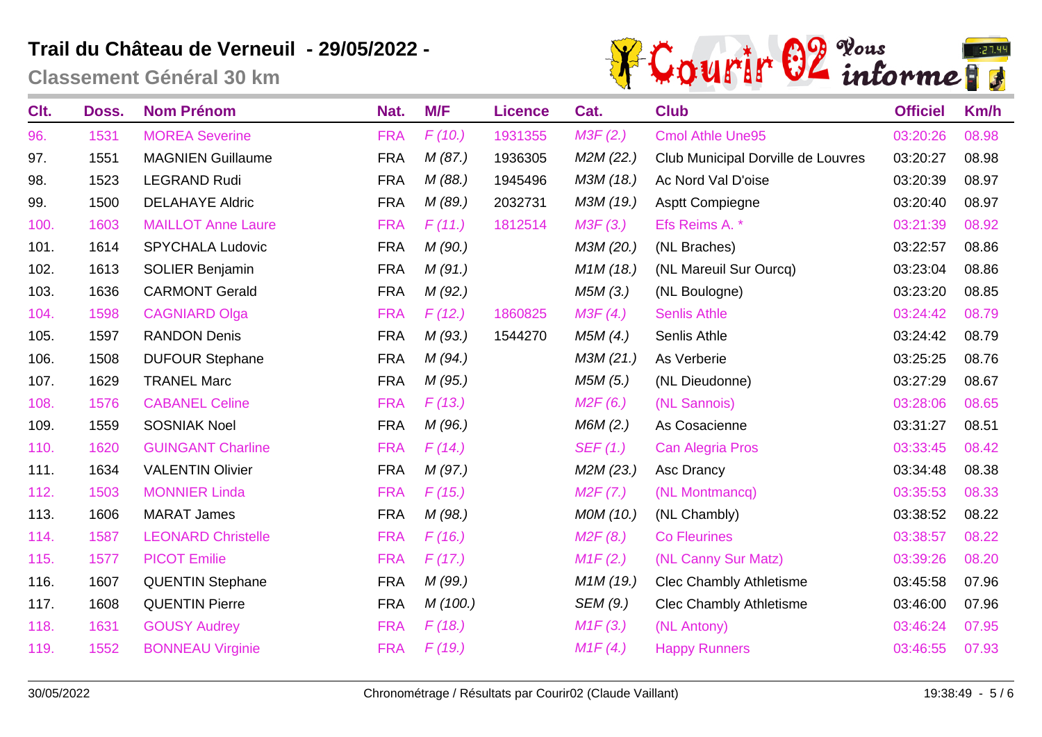# Trail du Château de Verneuil - 29/05/2022 -

## Classement Général 30 km

| Clt. | Doss. | Nom Prénom | Nat. | M/F | Licence | Cat. | Club | Officiel | Km/h |
|---|---|---|---|---|---|---|---|---|---|
| 96. | 1531 | MOREA Severine | FRA | F (10.) | 1931355 | M3F (2.) | Cmol Athle Une95 | 03:20:26 | 08.98 |
| 97. | 1551 | MAGNIEN Guillaume | FRA | M (87.) | 1936305 | M2M (22.) | Club Municipal Dorville de Louvres | 03:20:27 | 08.98 |
| 98. | 1523 | LEGRAND Rudi | FRA | M (88.) | 1945496 | M3M (18.) | Ac Nord Val D'oise | 03:20:39 | 08.97 |
| 99. | 1500 | DELAHAYE Aldric | FRA | M (89.) | 2032731 | M3M (19.) | Asptt Compiegne | 03:20:40 | 08.97 |
| 100. | 1603 | MAILLOT Anne Laure | FRA | F (11.) | 1812514 | M3F (3.) | Efs Reims A. * | 03:21:39 | 08.92 |
| 101. | 1614 | SPYCHALA Ludovic | FRA | M (90.) | | M3M (20.) | (NL Braches) | 03:22:57 | 08.86 |
| 102. | 1613 | SOLIER Benjamin | FRA | M (91.) | | M1M (18.) | (NL Mareuil Sur Ourcq) | 03:23:04 | 08.86 |
| 103. | 1636 | CARMONT Gerald | FRA | M (92.) | | M5M (3.) | (NL Boulogne) | 03:23:20 | 08.85 |
| 104. | 1598 | CAGNIARD Olga | FRA | F (12.) | 1860825 | M3F (4.) | Senlis Athle | 03:24:42 | 08.79 |
| 105. | 1597 | RANDON Denis | FRA | M (93.) | 1544270 | M5M (4.) | Senlis Athle | 03:24:42 | 08.79 |
| 106. | 1508 | DUFOUR Stephane | FRA | M (94.) | | M3M (21.) | As Verberie | 03:25:25 | 08.76 |
| 107. | 1629 | TRANEL Marc | FRA | M (95.) | | M5M (5.) | (NL Dieudonne) | 03:27:29 | 08.67 |
| 108. | 1576 | CABANEL Celine | FRA | F (13.) | | M2F (6.) | (NL Sannois) | 03:28:06 | 08.65 |
| 109. | 1559 | SOSNIAK Noel | FRA | M (96.) | | M6M (2.) | As Cosacienne | 03:31:27 | 08.51 |
| 110. | 1620 | GUINGANT Charline | FRA | F (14.) | | SEF (1.) | Can Alegria Pros | 03:33:45 | 08.42 |
| 111. | 1634 | VALENTIN Olivier | FRA | M (97.) | | M2M (23.) | Asc Drancy | 03:34:48 | 08.38 |
| 112. | 1503 | MONNIER Linda | FRA | F (15.) | | M2F (7.) | (NL Montmancq) | 03:35:53 | 08.33 |
| 113. | 1606 | MARAT James | FRA | M (98.) | | M0M (10.) | (NL Chambly) | 03:38:52 | 08.22 |
| 114. | 1587 | LEONARD Christelle | FRA | F (16.) | | M2F (8.) | Co Fleurines | 03:38:57 | 08.22 |
| 115. | 1577 | PICOT Emilie | FRA | F (17.) | | M1F (2.) | (NL Canny Sur Matz) | 03:39:26 | 08.20 |
| 116. | 1607 | QUENTIN Stephane | FRA | M (99.) | | M1M (19.) | Clec Chambly Athletisme | 03:45:58 | 07.96 |
| 117. | 1608 | QUENTIN Pierre | FRA | M (100.) | | SEM (9.) | Clec Chambly Athletisme | 03:46:00 | 07.96 |
| 118. | 1631 | GOUSY Audrey | FRA | F (18.) | | M1F (3.) | (NL Antony) | 03:46:24 | 07.95 |
| 119. | 1552 | BONNEAU Virginie | FRA | F (19.) | | M1F (4.) | Happy Runners | 03:46:55 | 07.93 |

30/05/2022 Chronométrage / Résultats par Courir02 (Claude Vaillant) 19:38:49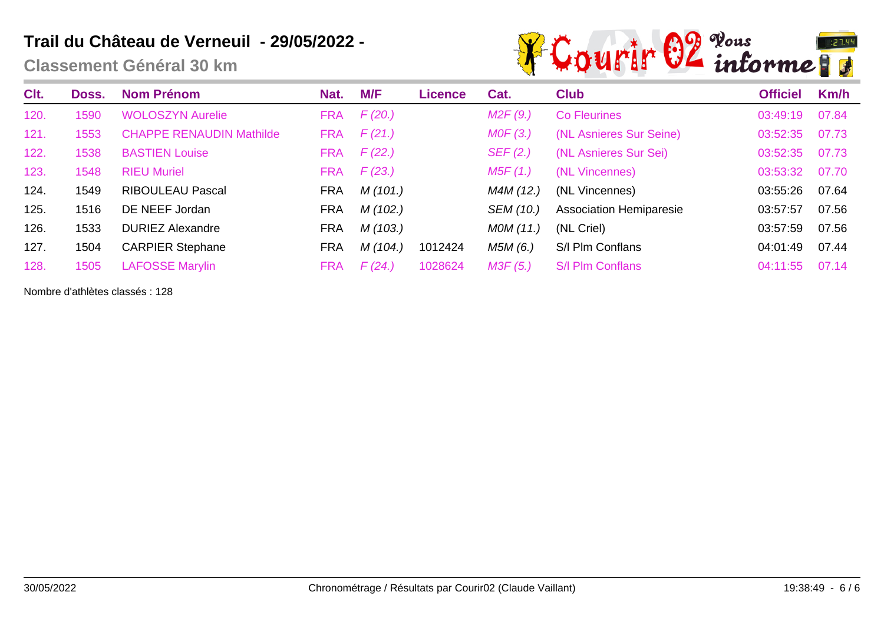# Trail du Château de Verneuil - 29/05/2022 -

## Classement Général 30 km

| Clt. | Doss. | Nom Prénom | Nat. | M/F | Licence | Cat. | Club | Officiel | Km/h |
|---|---|---|---|---|---|---|---|---|---|
| 120. | 1590 | WOLOSZYN Aurelie | FRA | *F (20.)* | | *M2F (9.)* | Co Fleurines | 03:49:19 | 07.84 |
| 121. | 1553 | CHAPPE RENAUDIN Mathilde | FRA | *F (21.)* | | *M0F (3.)* | (NL Asnieres Sur Seine) | 03:52:35 | 07.73 |
| 122. | 1538 | BASTIEN Louise | FRA | *F (22.)* | | *SEF (2.)* | (NL Asnieres Sur Sei) | 03:52:35 | 07.73 |
| 123. | 1548 | RIEU Muriel | FRA | *F (23.)* | | *M5F (1.)* | (NL Vincennes) | 03:53:32 | 07.70 |
| 124. | 1549 | RIBOULEAU Pascal | FRA | *M (101.)* | | *M4M (12.)* | (NL Vincennes) | 03:55:26 | 07.64 |
| 125. | 1516 | DE NEEF Jordan | FRA | *M (102.)* | | *SEM (10.)* | Association Hemiparesie | 03:57:57 | 07.56 |
| 126. | 1533 | DURIEZ Alexandre | FRA | *M (103.)* | | *M0M (11.)* | (NL Criel) | 03:57:59 | 07.56 |
| 127. | 1504 | CARPIER Stephane | FRA | *M (104.)* | 1012424 | *M5M (6.)* | S/l Plm Conflans | 04:01:49 | 07.44 |
| 128. | 1505 | LAFOSSE Marylin | FRA | *F (24.)* | 1028624 | *M3F (5.)* | S/l Plm Conflans | 04:11:55 | 07.14 |

Nombre d'athlètes classés : 128

30/05/2022 Chronométrage / Résultats par Courir02 (Claude Vaillant) 19:38:49